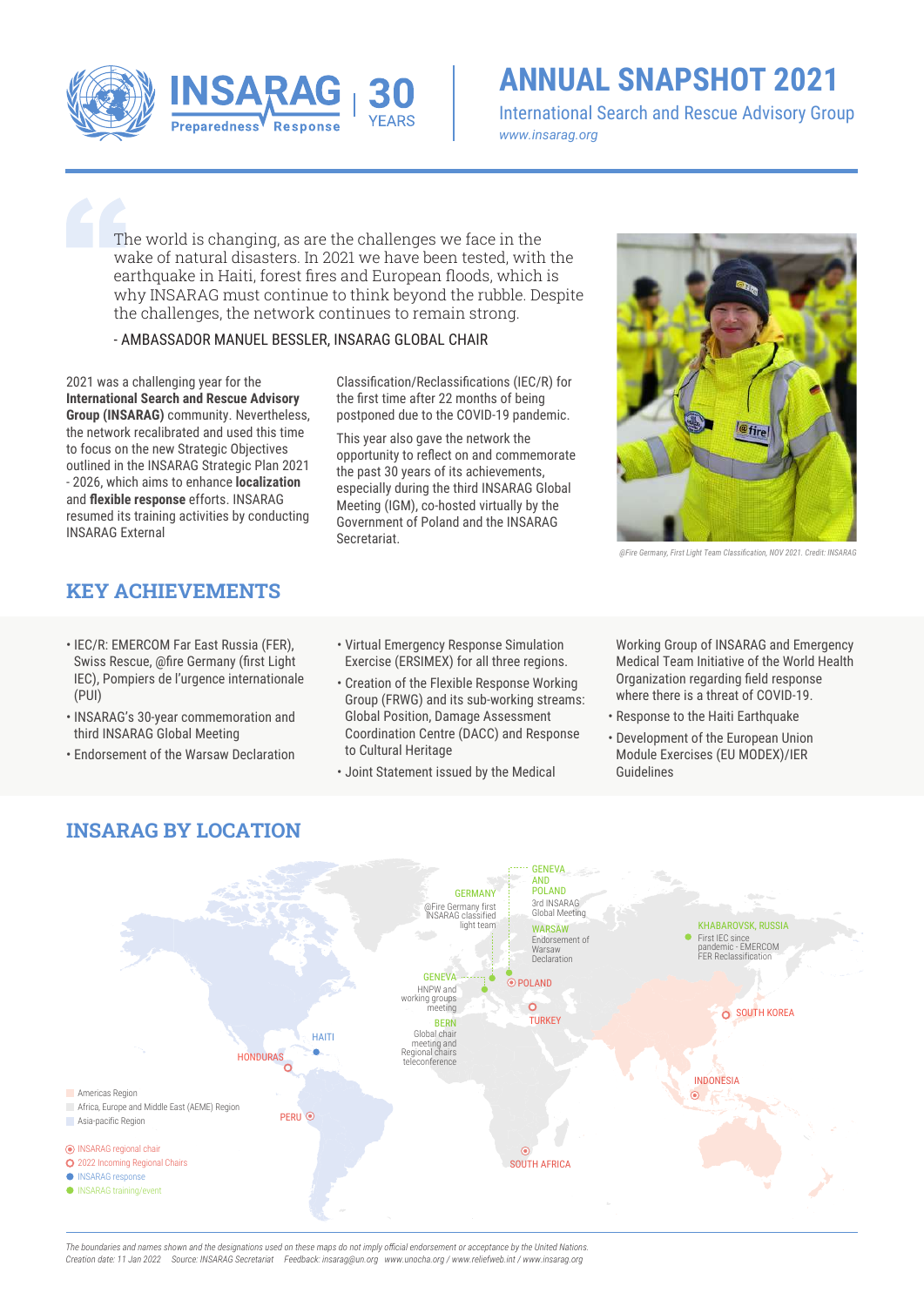# ANNUAL SNAPSHOT 2021

International Search and Rescue Advisory Group
*www.insarag.org*

INSARAG Preparedness Response | 30 YEARS

> The world is changing, as are the challenges we face in the wake of natural disasters. In 2021 we have been tested, with the earthquake in Haiti, forest fires and European floods, which is why INSARAG must continue to think beyond the rubble. Despite the challenges, the network continues to remain strong.
>
> \- AMBASSADOR MANUEL BESSLER, INSARAG GLOBAL CHAIR

2021 was a challenging year for the **International Search and Rescue Advisory Group (INSARAG)** community. Nevertheless, the network recalibrated and used this time to focus on the new Strategic Objectives outlined in the INSARAG Strategic Plan 2021 - 2026, which aims to enhance **localization** and **flexible response** efforts. INSARAG resumed its training activities by conducting INSARAG External Classification/Reclassifications (IEC/R) for the first time after 22 months of being postponed due to the COVID-19 pandemic.

This year also gave the network the opportunity to reflect on and commemorate the past 30 years of its achievements, especially during the third INSARAG Global Meeting (IGM), co-hosted virtually by the Government of Poland and the INSARAG Secretariat.

*@Fire Germany, First Light Team Classification, NOV 2021. Credit: INSARAG*

## KEY ACHIEVEMENTS

- IEC/R: EMERCOM Far East Russia (FER), Swiss Rescue, @fire Germany (first Light IEC), Pompiers de l'urgence internationale (PUI)
- INSARAG's 30-year commemoration and third INSARAG Global Meeting
- Endorsement of the Warsaw Declaration
- Virtual Emergency Response Simulation Exercise (ERSIMEX) for all three regions.
- Creation of the Flexible Response Working Group (FRWG) and its sub-working streams: Global Position, Damage Assessment Coordination Centre (DACC) and Response to Cultural Heritage
- Joint Statement issued by the Medical Working Group of INSARAG and Emergency Medical Team Initiative of the World Health Organization regarding field response where there is a threat of COVID-19.
- Response to the Haiti Earthquake
- Development of the European Union Module Exercises (EU MODEX)/IER Guidelines

## INSARAG BY LOCATION

- GERMANY: @Fire Germany first INSARAG classified light team
- GENEVA AND POLAND: 3rd INSARAG Global Meeting
- WARSAW: Endorsement of Warsaw Declaration
- KHABAROVSK, RUSSIA: First IEC since pandemic - EMERCOM FER Reclassification
- GENEVA: HNPW and working groups meeting
- BERN: Global chair meeting and Regional chairs teleconference
- POLAND
- TURKEY
- SOUTH KOREA
- HAITI
- HONDURAS
- PERU
- INDONESIA
- SOUTH AFRICA

Legend:
- Americas Region
- Africa, Europe and Middle East (AEME) Region
- Asia-pacific Region
- INSARAG regional chair
- 2022 Incoming Regional Chairs
- INSARAG response
- INSARAG training/event

*The boundaries and names shown and the designations used on these maps do not imply official endorsement or acceptance by the United Nations.*
*Creation date: 11 Jan 2022 Source: INSARAG Secretariat Feedback: insarag@un.org www.unocha.org / www.reliefweb.int / www.insarag.org*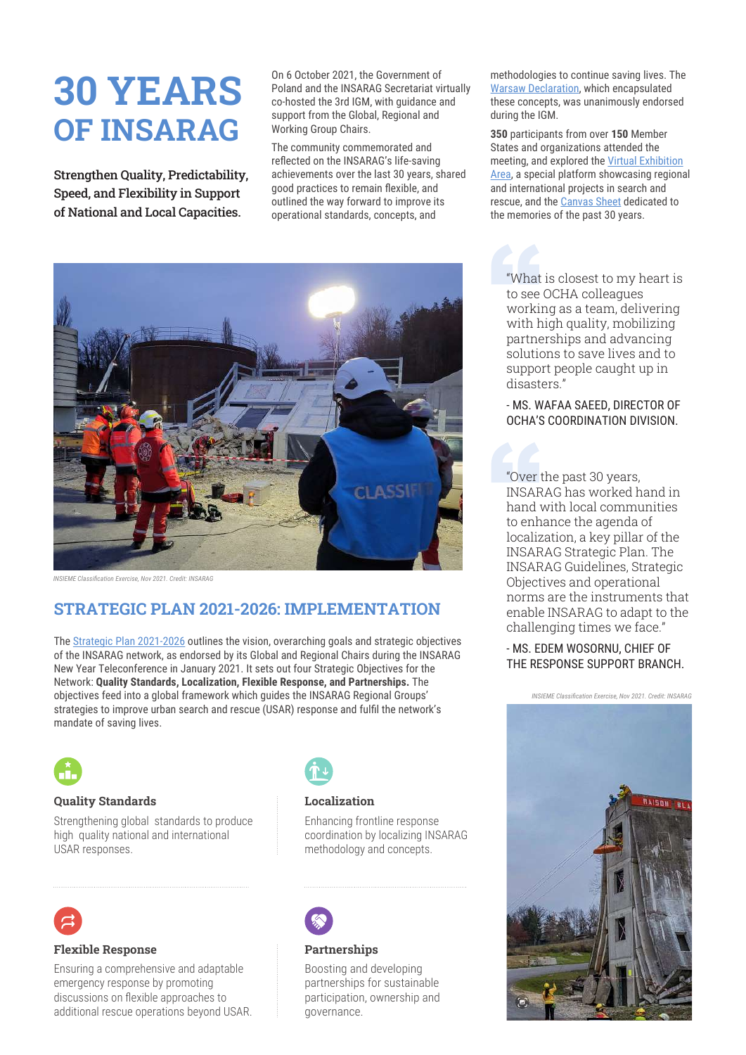# 30 YEARS OF INSARAG

**Strengthen Quality, Predictability, Speed, and Flexibility in Support of National and Local Capacities.**

On 6 October 2021, the Government of Poland and the INSARAG Secretariat virtually co-hosted the 3rd IGM, with guidance and support from the Global, Regional and Working Group Chairs.

The community commemorated and reflected on the INSARAG's life-saving achievements over the last 30 years, shared good practices to remain flexible, and outlined the way forward to improve its operational standards, concepts, and methodologies to continue saving lives. The Warsaw Declaration, which encapsulated these concepts, was unanimously endorsed during the IGM.

**350** participants from over **150** Member States and organizations attended the meeting, and explored the Virtual Exhibition Area, a special platform showcasing regional and international projects in search and rescue, and the Canvas Sheet dedicated to the memories of the past 30 years.

*INSIEME Classification Exercise, Nov 2021. Credit: INSARAG*

"What is closest to my heart is to see OCHA colleagues working as a team, delivering with high quality, mobilizing partnerships and advancing solutions to save lives and to support people caught up in disasters."

- MS. WAFAA SAEED, DIRECTOR OF OCHA'S COORDINATION DIVISION.

"Over the past 30 years, INSARAG has worked hand in hand with local communities to enhance the agenda of localization, a key pillar of the INSARAG Strategic Plan. The INSARAG Guidelines, Strategic Objectives and operational norms are the instruments that enable INSARAG to adapt to the challenging times we face."

- MS. EDEM WOSORNU, CHIEF OF THE RESPONSE SUPPORT BRANCH.

## STRATEGIC PLAN 2021-2026: IMPLEMENTATION

The Strategic Plan 2021-2026 outlines the vision, overarching goals and strategic objectives of the INSARAG network, as endorsed by its Global and Regional Chairs during the INSARAG New Year Teleconference in January 2021. It sets out four Strategic Objectives for the Network: **Quality Standards, Localization, Flexible Response, and Partnerships.** The objectives feed into a global framework which guides the INSARAG Regional Groups' strategies to improve urban search and rescue (USAR) response and fulfil the network's mandate of saving lives.

### Quality Standards

Strengthening global standards to produce high quality national and international USAR responses.

### Localization

Enhancing frontline response coordination by localizing INSARAG methodology and concepts.

### Flexible Response

Ensuring a comprehensive and adaptable emergency response by promoting discussions on flexible approaches to additional rescue operations beyond USAR.

### Partnerships

Boosting and developing partnerships for sustainable participation, ownership and governance.

*INSIEME Classification Exercise, Nov 2021. Credit: INSARAG*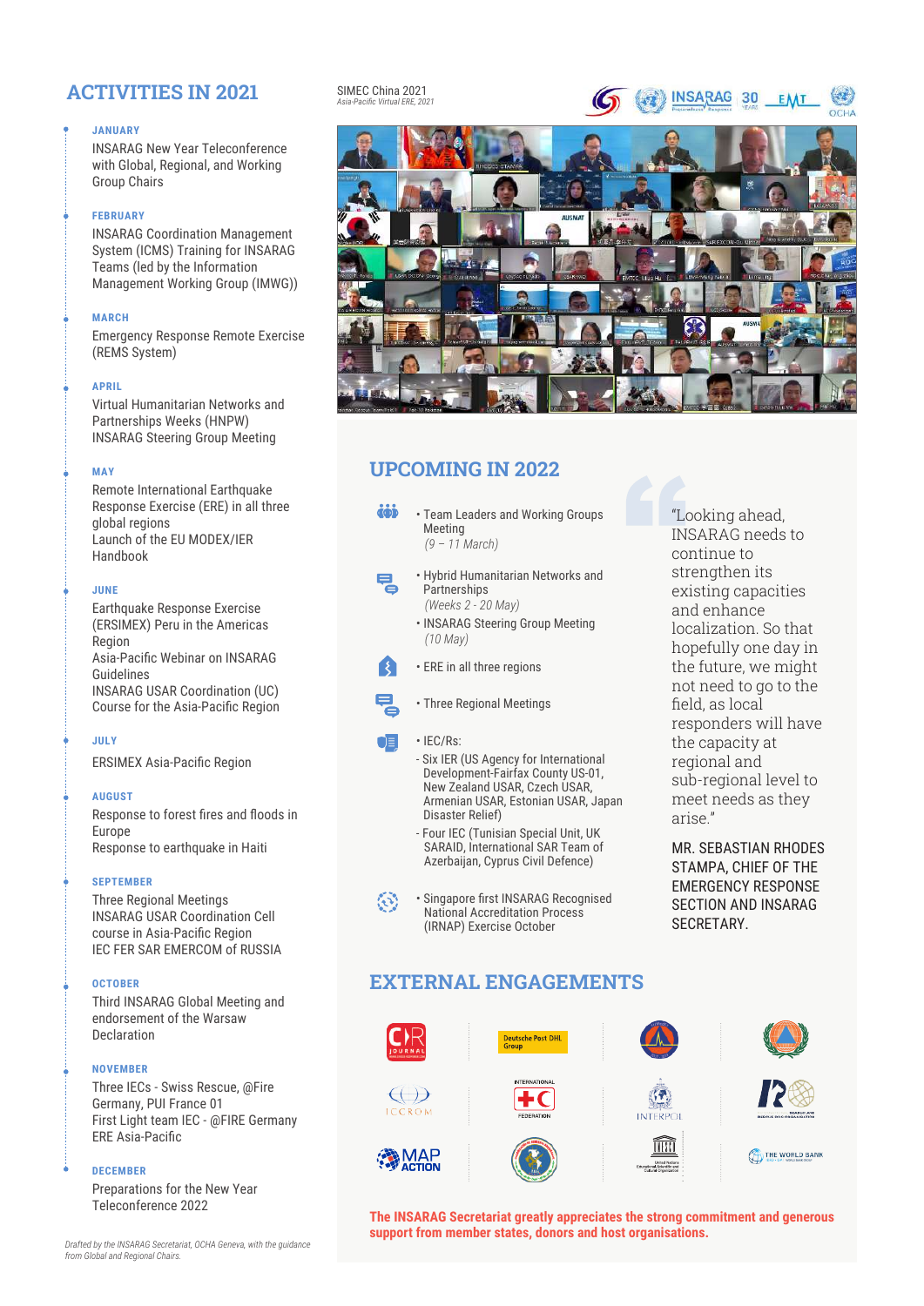## ACTIVITIES IN 2021

**JANUARY**
INSARAG New Year Teleconference with Global, Regional, and Working Group Chairs

**FEBRUARY**
INSARAG Coordination Management System (ICMS) Training for INSARAG Teams (led by the Information Management Working Group (IMWG))

**MARCH**
Emergency Response Remote Exercise (REMS System)

**APRIL**
Virtual Humanitarian Networks and Partnerships Weeks (HNPW)
INSARAG Steering Group Meeting

**MAY**
Remote International Earthquake Response Exercise (ERE) in all three global regions
Launch of the EU MODEX/IER Handbook

**JUNE**
Earthquake Response Exercise (ERSIMEX) Peru in the Americas Region
Asia-Pacific Webinar on INSARAG Guidelines
INSARAG USAR Coordination (UC) Course for the Asia-Pacific Region

**JULY**
ERSIMEX Asia-Pacific Region

**AUGUST**
Response to forest fires and floods in Europe
Response to earthquake in Haiti

**SEPTEMBER**
Three Regional Meetings
INSARAG USAR Coordination Cell course in Asia-Pacific Region
IEC FER SAR EMERCOM of RUSSIA

**OCTOBER**
Third INSARAG Global Meeting and endorsement of the Warsaw Declaration

**NOVEMBER**
Three IECs - Swiss Rescue, @Fire Germany, PUI France 01
First Light team IEC - @FIRE Germany
ERE Asia-Pacific

**DECEMBER**
Preparations for the New Year Teleconference 2022

*Drafted by the INSARAG Secretariat, OCHA Geneva, with the guidance from Global and Regional Chairs.*

SIMEC China 2021
*Asia-Pacific Virtual ERE, 2021*

## UPCOMING IN 2022

- Team Leaders and Working Groups Meeting
  *(9 – 11 March)*
- Hybrid Humanitarian Networks and Partnerships
  *(Weeks 2 - 20 May)*
- INSARAG Steering Group Meeting
  *(10 May)*
- ERE in all three regions
- Three Regional Meetings
- IEC/Rs:
  - Six IER (US Agency for International Development-Fairfax County US-01, New Zealand USAR, Czech USAR, Armenian USAR, Estonian USAR, Japan Disaster Relief)
  - Four IEC (Tunisian Special Unit, UK SARAID, International SAR Team of Azerbaijan, Cyprus Civil Defence)
- Singapore first INSARAG Recognised National Accreditation Process (IRNAP) Exercise October

> "Looking ahead, INSARAG needs to continue to strengthen its existing capacities and enhance localization. So that hopefully one day in the future, we might not need to go to the field, as local responders will have the capacity at regional and sub-regional level to meet needs as they arise."
>
> MR. SEBASTIAN RHODES STAMPA, CHIEF OF THE EMERGENCY RESPONSE SECTION AND INSARAG SECRETARY.

## EXTERNAL ENGAGEMENTS

**The INSARAG Secretariat greatly appreciates the strong commitment and generous support from member states, donors and host organisations.**